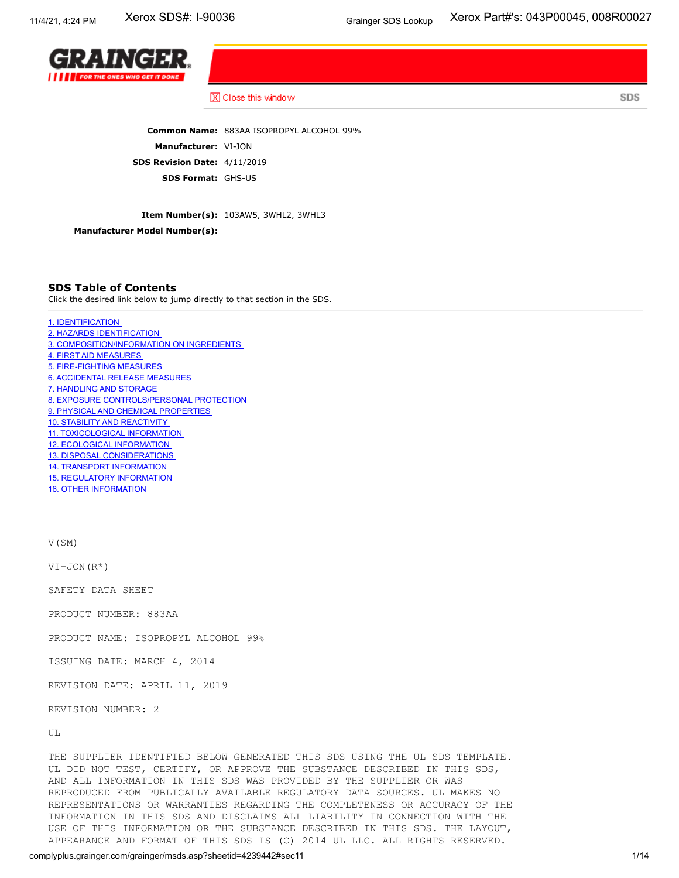Xerox SDS#: I-90036

Grainger SDS Lookup

Xerox Part#'s: 043P00045, 008R00027

GRAINGER

FOR THE ONES WHO GET IT DONE

Close this window

SDS

**Common Name:** 883AA ISOPROPYL ALCOHOL 99%

**Manufacturer:** VI-JON

**SDS Revision Date:** 4/11/2019

**SDS Format:** GHS-US

**Item Number(s):** 103AW5, 3WHL2, 3WHL3

**Manufacturer Model Number(s):**

## SDS Table of Contents

Click the desired link below to jump directly to that section in the SDS.

1. IDENTIFICATION
2. HAZARDS IDENTIFICATION
3. COMPOSITION/INFORMATION ON INGREDIENTS
4. FIRST AID MEASURES
5. FIRE-FIGHTING MEASURES
6. ACCIDENTAL RELEASE MEASURES
7. HANDLING AND STORAGE
8. EXPOSURE CONTROLS/PERSONAL PROTECTION
9. PHYSICAL AND CHEMICAL PROPERTIES
10. STABILITY AND REACTIVITY
11. TOXICOLOGICAL INFORMATION
12. ECOLOGICAL INFORMATION
13. DISPOSAL CONSIDERATIONS
14. TRANSPORT INFORMATION
15. REGULATORY INFORMATION
16. OTHER INFORMATION

V(SM)

VI-JON(R*)

SAFETY DATA SHEET

PRODUCT NUMBER: 883AA

PRODUCT NAME: ISOPROPYL ALCOHOL 99%

ISSUING DATE: MARCH 4, 2014

REVISION DATE: APRIL 11, 2019

REVISION NUMBER: 2

UL

THE SUPPLIER IDENTIFIED BELOW GENERATED THIS SDS USING THE UL SDS TEMPLATE. UL DID NOT TEST, CERTIFY, OR APPROVE THE SUBSTANCE DESCRIBED IN THIS SDS, AND ALL INFORMATION IN THIS SDS WAS PROVIDED BY THE SUPPLIER OR WAS REPRODUCED FROM PUBLICALLY AVAILABLE REGULATORY DATA SOURCES. UL MAKES NO REPRESENTATIONS OR WARRANTIES REGARDING THE COMPLETENESS OR ACCURACY OF THE INFORMATION IN THIS SDS AND DISCLAIMS ALL LIABILITY IN CONNECTION WITH THE USE OF THIS INFORMATION OR THE SUBSTANCE DESCRIBED IN THIS SDS. THE LAYOUT, APPEARANCE AND FORMAT OF THIS SDS IS (C) 2014 UL LLC. ALL RIGHTS RESERVED.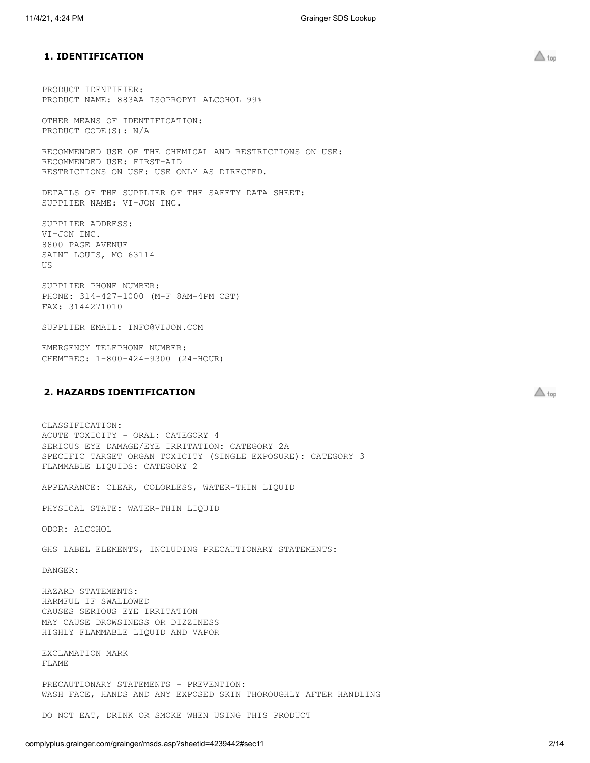## 1. IDENTIFICATION

PRODUCT IDENTIFIER:
PRODUCT NAME: 883AA ISOPROPYL ALCOHOL 99%

OTHER MEANS OF IDENTIFICATION:
PRODUCT CODE(S): N/A

RECOMMENDED USE OF THE CHEMICAL AND RESTRICTIONS ON USE:
RECOMMENDED USE: FIRST-AID
RESTRICTIONS ON USE: USE ONLY AS DIRECTED.

DETAILS OF THE SUPPLIER OF THE SAFETY DATA SHEET:
SUPPLIER NAME: VI-JON INC.

SUPPLIER ADDRESS:
VI-JON INC.
8800 PAGE AVENUE
SAINT LOUIS, MO 63114
US

SUPPLIER PHONE NUMBER:
PHONE: 314-427-1000 (M-F 8AM-4PM CST)
FAX: 3144271010

SUPPLIER EMAIL: INFO@VIJON.COM

EMERGENCY TELEPHONE NUMBER:
CHEMTREC: 1-800-424-9300 (24-HOUR)

## 2. HAZARDS IDENTIFICATION

CLASSIFICATION:
ACUTE TOXICITY - ORAL: CATEGORY 4
SERIOUS EYE DAMAGE/EYE IRRITATION: CATEGORY 2A
SPECIFIC TARGET ORGAN TOXICITY (SINGLE EXPOSURE): CATEGORY 3
FLAMMABLE LIQUIDS: CATEGORY 2

APPEARANCE: CLEAR, COLORLESS, WATER-THIN LIQUID

PHYSICAL STATE: WATER-THIN LIQUID

ODOR: ALCOHOL

GHS LABEL ELEMENTS, INCLUDING PRECAUTIONARY STATEMENTS:

DANGER:

HAZARD STATEMENTS:
HARMFUL IF SWALLOWED
CAUSES SERIOUS EYE IRRITATION
MAY CAUSE DROWSINESS OR DIZZINESS
HIGHLY FLAMMABLE LIQUID AND VAPOR

EXCLAMATION MARK
FLAME

PRECAUTIONARY STATEMENTS - PREVENTION:
WASH FACE, HANDS AND ANY EXPOSED SKIN THOROUGHLY AFTER HANDLING

DO NOT EAT, DRINK OR SMOKE WHEN USING THIS PRODUCT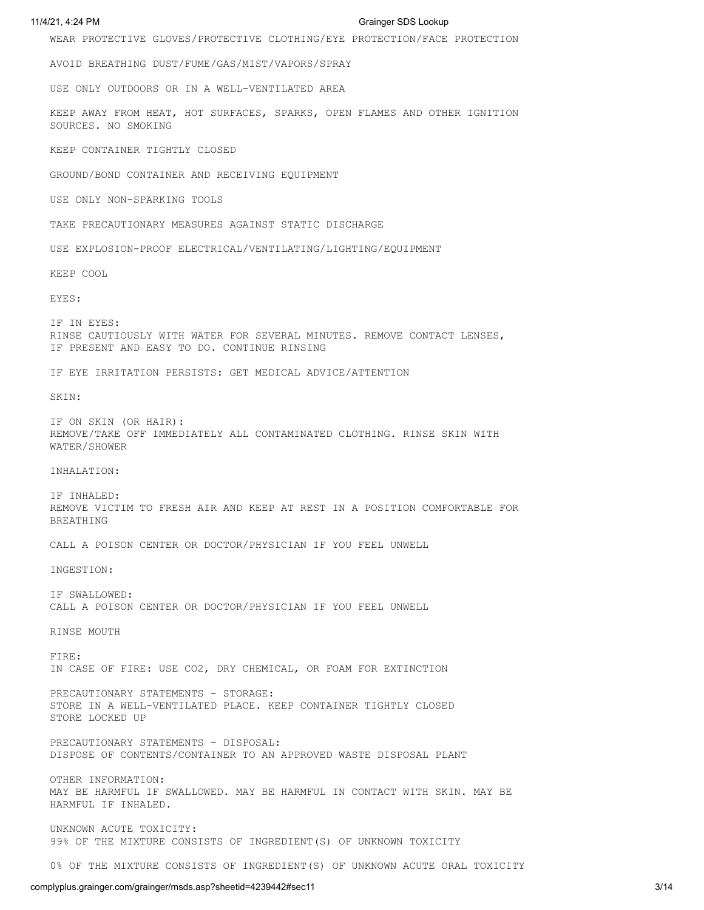WEAR PROTECTIVE GLOVES/PROTECTIVE CLOTHING/EYE PROTECTION/FACE PROTECTION

AVOID BREATHING DUST/FUME/GAS/MIST/VAPORS/SPRAY

USE ONLY OUTDOORS OR IN A WELL-VENTILATED AREA

KEEP AWAY FROM HEAT, HOT SURFACES, SPARKS, OPEN FLAMES AND OTHER IGNITION SOURCES. NO SMOKING

KEEP CONTAINER TIGHTLY CLOSED

GROUND/BOND CONTAINER AND RECEIVING EQUIPMENT

USE ONLY NON-SPARKING TOOLS

TAKE PRECAUTIONARY MEASURES AGAINST STATIC DISCHARGE

USE EXPLOSION-PROOF ELECTRICAL/VENTILATING/LIGHTING/EQUIPMENT

KEEP COOL

EYES:

IF IN EYES:
RINSE CAUTIOUSLY WITH WATER FOR SEVERAL MINUTES. REMOVE CONTACT LENSES, IF PRESENT AND EASY TO DO. CONTINUE RINSING

IF EYE IRRITATION PERSISTS: GET MEDICAL ADVICE/ATTENTION

SKIN:

IF ON SKIN (OR HAIR):
REMOVE/TAKE OFF IMMEDIATELY ALL CONTAMINATED CLOTHING. RINSE SKIN WITH WATER/SHOWER

INHALATION:

IF INHALED:
REMOVE VICTIM TO FRESH AIR AND KEEP AT REST IN A POSITION COMFORTABLE FOR BREATHING

CALL A POISON CENTER OR DOCTOR/PHYSICIAN IF YOU FEEL UNWELL

INGESTION:

IF SWALLOWED:
CALL A POISON CENTER OR DOCTOR/PHYSICIAN IF YOU FEEL UNWELL

RINSE MOUTH

FIRE:
IN CASE OF FIRE: USE CO2, DRY CHEMICAL, OR FOAM FOR EXTINCTION

PRECAUTIONARY STATEMENTS - STORAGE:
STORE IN A WELL-VENTILATED PLACE. KEEP CONTAINER TIGHTLY CLOSED
STORE LOCKED UP

PRECAUTIONARY STATEMENTS - DISPOSAL:
DISPOSE OF CONTENTS/CONTAINER TO AN APPROVED WASTE DISPOSAL PLANT

OTHER INFORMATION:
MAY BE HARMFUL IF SWALLOWED. MAY BE HARMFUL IN CONTACT WITH SKIN. MAY BE HARMFUL IF INHALED.

UNKNOWN ACUTE TOXICITY:
99% OF THE MIXTURE CONSISTS OF INGREDIENT(S) OF UNKNOWN TOXICITY

0% OF THE MIXTURE CONSISTS OF INGREDIENT(S) OF UNKNOWN ACUTE ORAL TOXICITY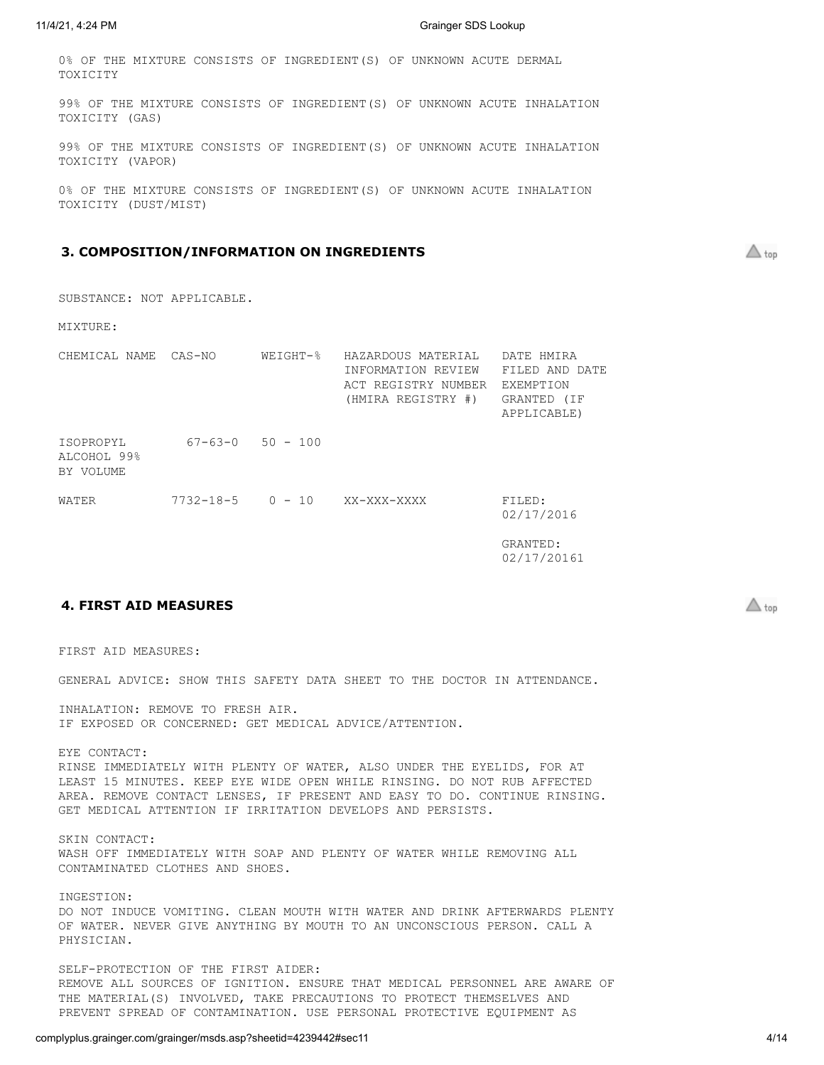0% OF THE MIXTURE CONSISTS OF INGREDIENT(S) OF UNKNOWN ACUTE DERMAL TOXICITY

99% OF THE MIXTURE CONSISTS OF INGREDIENT(S) OF UNKNOWN ACUTE INHALATION TOXICITY (GAS)

99% OF THE MIXTURE CONSISTS OF INGREDIENT(S) OF UNKNOWN ACUTE INHALATION TOXICITY (VAPOR)

0% OF THE MIXTURE CONSISTS OF INGREDIENT(S) OF UNKNOWN ACUTE INHALATION TOXICITY (DUST/MIST)

## 3. COMPOSITION/INFORMATION ON INGREDIENTS

SUBSTANCE: NOT APPLICABLE.

MIXTURE:

| CHEMICAL NAME | CAS-NO | WEIGHT-% | HAZARDOUS MATERIAL INFORMATION REVIEW ACT REGISTRY NUMBER (HMIRA REGISTRY #) | DATE HMIRA FILED AND DATE EXEMPTION GRANTED (IF APPLICABLE) |
|---|---|---|---|---|
| ISOPROPYL ALCOHOL 99% BY VOLUME | 67-63-0 | 50 - 100 | | |
| WATER | 7732-18-5 | 0 - 10 | XX-XXX-XXXX | FILED: 02/17/2016<br>GRANTED: 02/17/20161 |

## 4. FIRST AID MEASURES

FIRST AID MEASURES:

GENERAL ADVICE: SHOW THIS SAFETY DATA SHEET TO THE DOCTOR IN ATTENDANCE.

INHALATION: REMOVE TO FRESH AIR.
IF EXPOSED OR CONCERNED: GET MEDICAL ADVICE/ATTENTION.

EYE CONTACT:
RINSE IMMEDIATELY WITH PLENTY OF WATER, ALSO UNDER THE EYELIDS, FOR AT LEAST 15 MINUTES. KEEP EYE WIDE OPEN WHILE RINSING. DO NOT RUB AFFECTED AREA. REMOVE CONTACT LENSES, IF PRESENT AND EASY TO DO. CONTINUE RINSING. GET MEDICAL ATTENTION IF IRRITATION DEVELOPS AND PERSISTS.

SKIN CONTACT:
WASH OFF IMMEDIATELY WITH SOAP AND PLENTY OF WATER WHILE REMOVING ALL CONTAMINATED CLOTHES AND SHOES.

INGESTION:
DO NOT INDUCE VOMITING. CLEAN MOUTH WITH WATER AND DRINK AFTERWARDS PLENTY OF WATER. NEVER GIVE ANYTHING BY MOUTH TO AN UNCONSCIOUS PERSON. CALL A PHYSICIAN.

SELF-PROTECTION OF THE FIRST AIDER:
REMOVE ALL SOURCES OF IGNITION. ENSURE THAT MEDICAL PERSONNEL ARE AWARE OF THE MATERIAL(S) INVOLVED, TAKE PRECAUTIONS TO PROTECT THEMSELVES AND PREVENT SPREAD OF CONTAMINATION. USE PERSONAL PROTECTIVE EQUIPMENT AS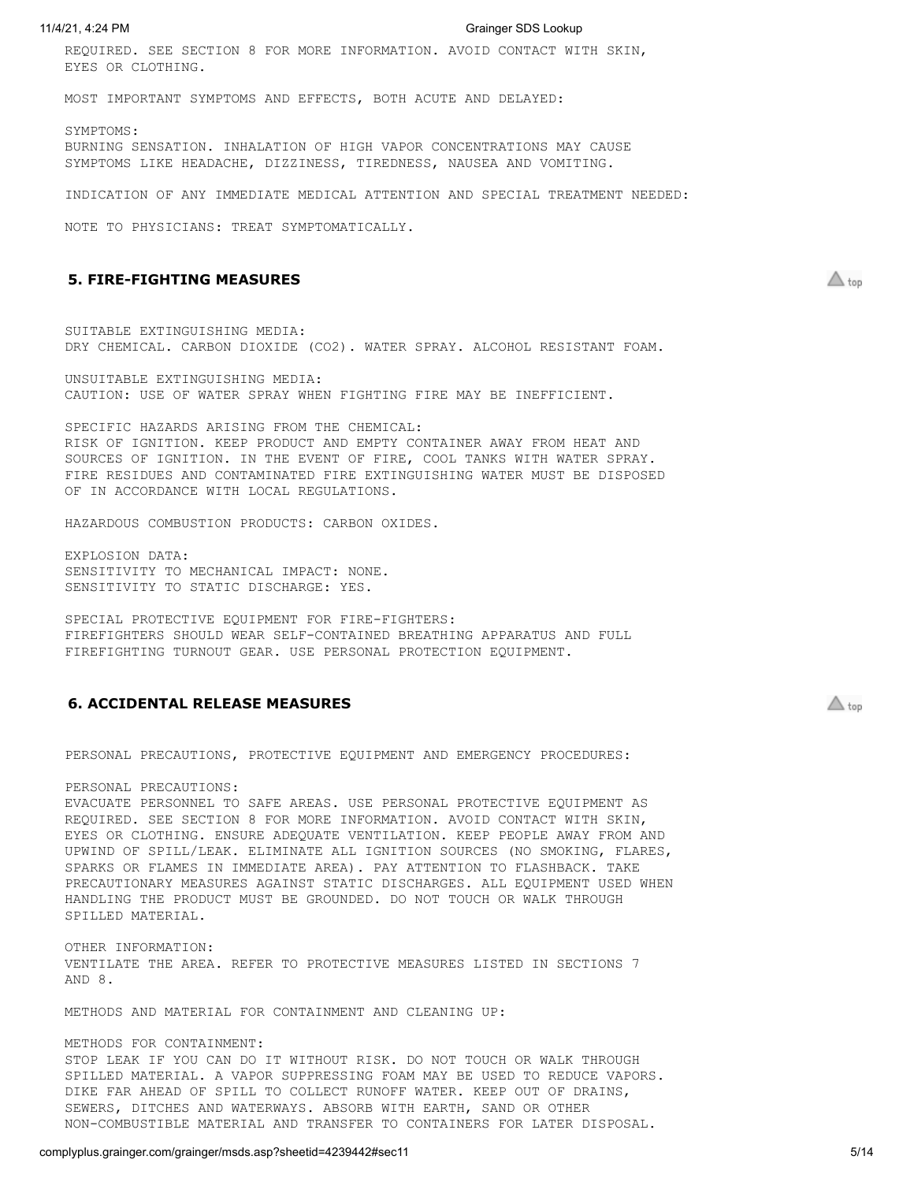REQUIRED. SEE SECTION 8 FOR MORE INFORMATION. AVOID CONTACT WITH SKIN, EYES OR CLOTHING.

MOST IMPORTANT SYMPTOMS AND EFFECTS, BOTH ACUTE AND DELAYED:

SYMPTOMS:
BURNING SENSATION. INHALATION OF HIGH VAPOR CONCENTRATIONS MAY CAUSE SYMPTOMS LIKE HEADACHE, DIZZINESS, TIREDNESS, NAUSEA AND VOMITING.

INDICATION OF ANY IMMEDIATE MEDICAL ATTENTION AND SPECIAL TREATMENT NEEDED:

NOTE TO PHYSICIANS: TREAT SYMPTOMATICALLY.

## 5. FIRE-FIGHTING MEASURES

SUITABLE EXTINGUISHING MEDIA:
DRY CHEMICAL. CARBON DIOXIDE ($CO_2$). WATER SPRAY. ALCOHOL RESISTANT FOAM.

UNSUITABLE EXTINGUISHING MEDIA:
CAUTION: USE OF WATER SPRAY WHEN FIGHTING FIRE MAY BE INEFFICIENT.

SPECIFIC HAZARDS ARISING FROM THE CHEMICAL:
RISK OF IGNITION. KEEP PRODUCT AND EMPTY CONTAINER AWAY FROM HEAT AND SOURCES OF IGNITION. IN THE EVENT OF FIRE, COOL TANKS WITH WATER SPRAY. FIRE RESIDUES AND CONTAMINATED FIRE EXTINGUISHING WATER MUST BE DISPOSED OF IN ACCORDANCE WITH LOCAL REGULATIONS.

HAZARDOUS COMBUSTION PRODUCTS: CARBON OXIDES.

EXPLOSION DATA:
SENSITIVITY TO MECHANICAL IMPACT: NONE.
SENSITIVITY TO STATIC DISCHARGE: YES.

SPECIAL PROTECTIVE EQUIPMENT FOR FIRE-FIGHTERS:
FIREFIGHTERS SHOULD WEAR SELF-CONTAINED BREATHING APPARATUS AND FULL FIREFIGHTING TURNOUT GEAR. USE PERSONAL PROTECTION EQUIPMENT.

## 6. ACCIDENTAL RELEASE MEASURES

PERSONAL PRECAUTIONS, PROTECTIVE EQUIPMENT AND EMERGENCY PROCEDURES:

PERSONAL PRECAUTIONS:
EVACUATE PERSONNEL TO SAFE AREAS. USE PERSONAL PROTECTIVE EQUIPMENT AS REQUIRED. SEE SECTION 8 FOR MORE INFORMATION. AVOID CONTACT WITH SKIN, EYES OR CLOTHING. ENSURE ADEQUATE VENTILATION. KEEP PEOPLE AWAY FROM AND UPWIND OF SPILL/LEAK. ELIMINATE ALL IGNITION SOURCES (NO SMOKING, FLARES, SPARKS OR FLAMES IN IMMEDIATE AREA). PAY ATTENTION TO FLASHBACK. TAKE PRECAUTIONARY MEASURES AGAINST STATIC DISCHARGES. ALL EQUIPMENT USED WHEN HANDLING THE PRODUCT MUST BE GROUNDED. DO NOT TOUCH OR WALK THROUGH SPILLED MATERIAL.

OTHER INFORMATION:
VENTILATE THE AREA. REFER TO PROTECTIVE MEASURES LISTED IN SECTIONS 7 AND 8.

METHODS AND MATERIAL FOR CONTAINMENT AND CLEANING UP:

METHODS FOR CONTAINMENT:
STOP LEAK IF YOU CAN DO IT WITHOUT RISK. DO NOT TOUCH OR WALK THROUGH SPILLED MATERIAL. A VAPOR SUPPRESSING FOAM MAY BE USED TO REDUCE VAPORS. DIKE FAR AHEAD OF SPILL TO COLLECT RUNOFF WATER. KEEP OUT OF DRAINS, SEWERS, DITCHES AND WATERWAYS. ABSORB WITH EARTH, SAND OR OTHER NON-COMBUSTIBLE MATERIAL AND TRANSFER TO CONTAINERS FOR LATER DISPOSAL.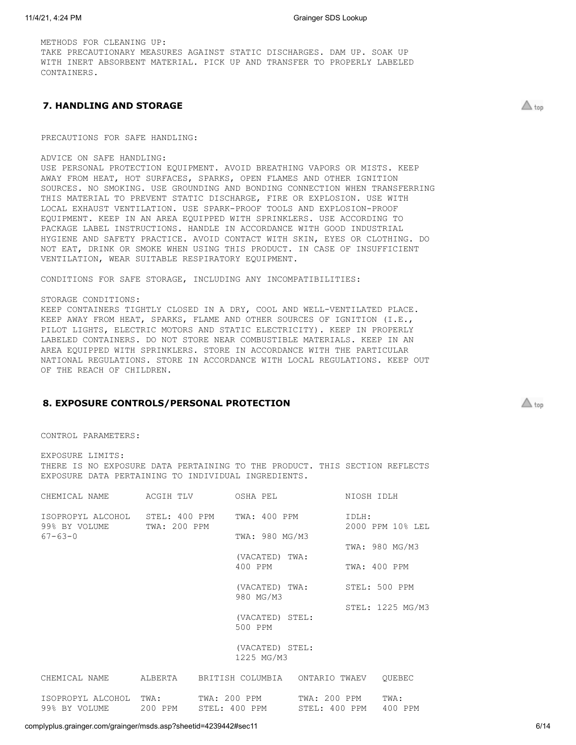METHODS FOR CLEANING UP:
TAKE PRECAUTIONARY MEASURES AGAINST STATIC DISCHARGES. DAM UP. SOAK UP WITH INERT ABSORBENT MATERIAL. PICK UP AND TRANSFER TO PROPERLY LABELED CONTAINERS.

## 7. HANDLING AND STORAGE

PRECAUTIONS FOR SAFE HANDLING:

ADVICE ON SAFE HANDLING:
USE PERSONAL PROTECTION EQUIPMENT. AVOID BREATHING VAPORS OR MISTS. KEEP AWAY FROM HEAT, HOT SURFACES, SPARKS, OPEN FLAMES AND OTHER IGNITION SOURCES. NO SMOKING. USE GROUNDING AND BONDING CONNECTION WHEN TRANSFERRING THIS MATERIAL TO PREVENT STATIC DISCHARGE, FIRE OR EXPLOSION. USE WITH LOCAL EXHAUST VENTILATION. USE SPARK-PROOF TOOLS AND EXPLOSION-PROOF EQUIPMENT. KEEP IN AN AREA EQUIPPED WITH SPRINKLERS. USE ACCORDING TO PACKAGE LABEL INSTRUCTIONS. HANDLE IN ACCORDANCE WITH GOOD INDUSTRIAL HYGIENE AND SAFETY PRACTICE. AVOID CONTACT WITH SKIN, EYES OR CLOTHING. DO NOT EAT, DRINK OR SMOKE WHEN USING THIS PRODUCT. IN CASE OF INSUFFICIENT VENTILATION, WEAR SUITABLE RESPIRATORY EQUIPMENT.

CONDITIONS FOR SAFE STORAGE, INCLUDING ANY INCOMPATIBILITIES:

STORAGE CONDITIONS:
KEEP CONTAINERS TIGHTLY CLOSED IN A DRY, COOL AND WELL-VENTILATED PLACE. KEEP AWAY FROM HEAT, SPARKS, FLAME AND OTHER SOURCES OF IGNITION (I.E., PILOT LIGHTS, ELECTRIC MOTORS AND STATIC ELECTRICITY). KEEP IN PROPERLY LABELED CONTAINERS. DO NOT STORE NEAR COMBUSTIBLE MATERIALS. KEEP IN AN AREA EQUIPPED WITH SPRINKLERS. STORE IN ACCORDANCE WITH THE PARTICULAR NATIONAL REGULATIONS. STORE IN ACCORDANCE WITH LOCAL REGULATIONS. KEEP OUT OF THE REACH OF CHILDREN.

## 8. EXPOSURE CONTROLS/PERSONAL PROTECTION

CONTROL PARAMETERS:

EXPOSURE LIMITS:
THERE IS NO EXPOSURE DATA PERTAINING TO THE PRODUCT. THIS SECTION REFLECTS EXPOSURE DATA PERTAINING TO INDIVIDUAL INGREDIENTS.

| CHEMICAL NAME | ACGIH TLV | OSHA PEL | NIOSH IDLH |
|---|---|---|---|
| ISOPROPYL ALCOHOL 99% BY VOLUME 67-63-0 | STEL: 400 PPM<br>TWA: 200 PPM | TWA: 400 PPM<br>TWA: 980 MG/M3<br>(VACATED) TWA: 400 PPM<br>(VACATED) TWA: 980 MG/M3<br>(VACATED) STEL: 500 PPM<br>(VACATED) STEL: 1225 MG/M3 | IDLH: 2000 PPM 10% LEL<br>TWA: 980 MG/M3<br>TWA: 400 PPM<br>STEL: 500 PPM<br>STEL: 1225 MG/M3 |

| CHEMICAL NAME | ALBERTA | BRITISH COLUMBIA | ONTARIO TWAEV | QUEBEC |
|---|---|---|---|---|
| ISOPROPYL ALCOHOL 99% BY VOLUME | TWA: 200 PPM | TWA: 200 PPM<br>STEL: 400 PPM | TWA: 200 PPM<br>STEL: 400 PPM | TWA: 400 PPM |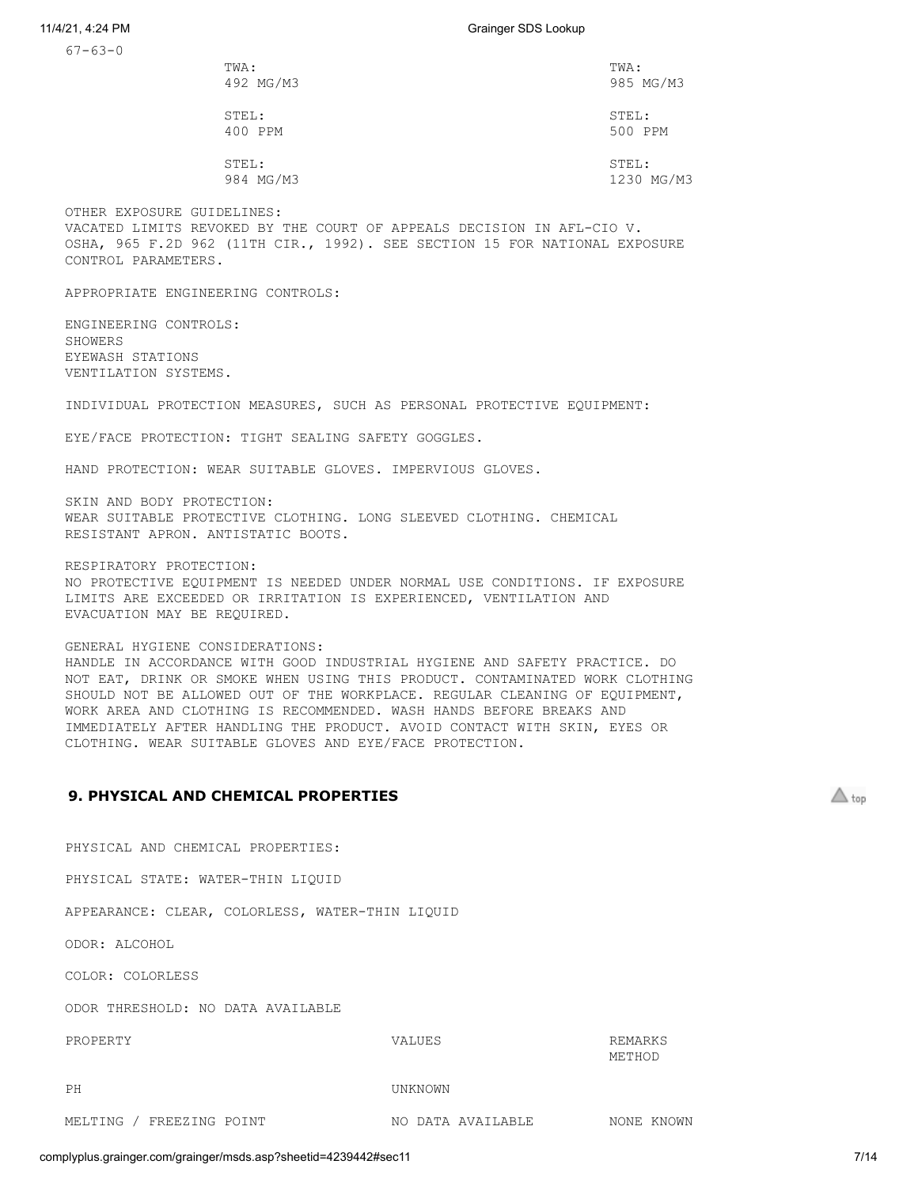67-63-0

| | | |
|---|---|---|
| | TWA: 492 MG/M3 | TWA: 985 MG/M3 |
| | STEL: 400 PPM | STEL: 500 PPM |
| | STEL: 984 MG/M3 | STEL: 1230 MG/M3 |

OTHER EXPOSURE GUIDELINES:
VACATED LIMITS REVOKED BY THE COURT OF APPEALS DECISION IN AFL-CIO V. OSHA, 965 F.2D 962 (11TH CIR., 1992). SEE SECTION 15 FOR NATIONAL EXPOSURE CONTROL PARAMETERS.

APPROPRIATE ENGINEERING CONTROLS:

ENGINEERING CONTROLS:
SHOWERS
EYEWASH STATIONS
VENTILATION SYSTEMS.

INDIVIDUAL PROTECTION MEASURES, SUCH AS PERSONAL PROTECTIVE EQUIPMENT:

EYE/FACE PROTECTION: TIGHT SEALING SAFETY GOGGLES.

HAND PROTECTION: WEAR SUITABLE GLOVES. IMPERVIOUS GLOVES.

SKIN AND BODY PROTECTION:
WEAR SUITABLE PROTECTIVE CLOTHING. LONG SLEEVED CLOTHING. CHEMICAL RESISTANT APRON. ANTISTATIC BOOTS.

RESPIRATORY PROTECTION:
NO PROTECTIVE EQUIPMENT IS NEEDED UNDER NORMAL USE CONDITIONS. IF EXPOSURE LIMITS ARE EXCEEDED OR IRRITATION IS EXPERIENCED, VENTILATION AND EVACUATION MAY BE REQUIRED.

GENERAL HYGIENE CONSIDERATIONS:
HANDLE IN ACCORDANCE WITH GOOD INDUSTRIAL HYGIENE AND SAFETY PRACTICE. DO NOT EAT, DRINK OR SMOKE WHEN USING THIS PRODUCT. CONTAMINATED WORK CLOTHING SHOULD NOT BE ALLOWED OUT OF THE WORKPLACE. REGULAR CLEANING OF EQUIPMENT, WORK AREA AND CLOTHING IS RECOMMENDED. WASH HANDS BEFORE BREAKS AND IMMEDIATELY AFTER HANDLING THE PRODUCT. AVOID CONTACT WITH SKIN, EYES OR CLOTHING. WEAR SUITABLE GLOVES AND EYE/FACE PROTECTION.

## 9. PHYSICAL AND CHEMICAL PROPERTIES

PHYSICAL AND CHEMICAL PROPERTIES:

PHYSICAL STATE: WATER-THIN LIQUID

APPEARANCE: CLEAR, COLORLESS, WATER-THIN LIQUID

ODOR: ALCOHOL

COLOR: COLORLESS

ODOR THRESHOLD: NO DATA AVAILABLE

| PROPERTY | VALUES | REMARKS METHOD |
|---|---|---|
| PH | UNKNOWN | |
| MELTING / FREEZING POINT | NO DATA AVAILABLE | NONE KNOWN |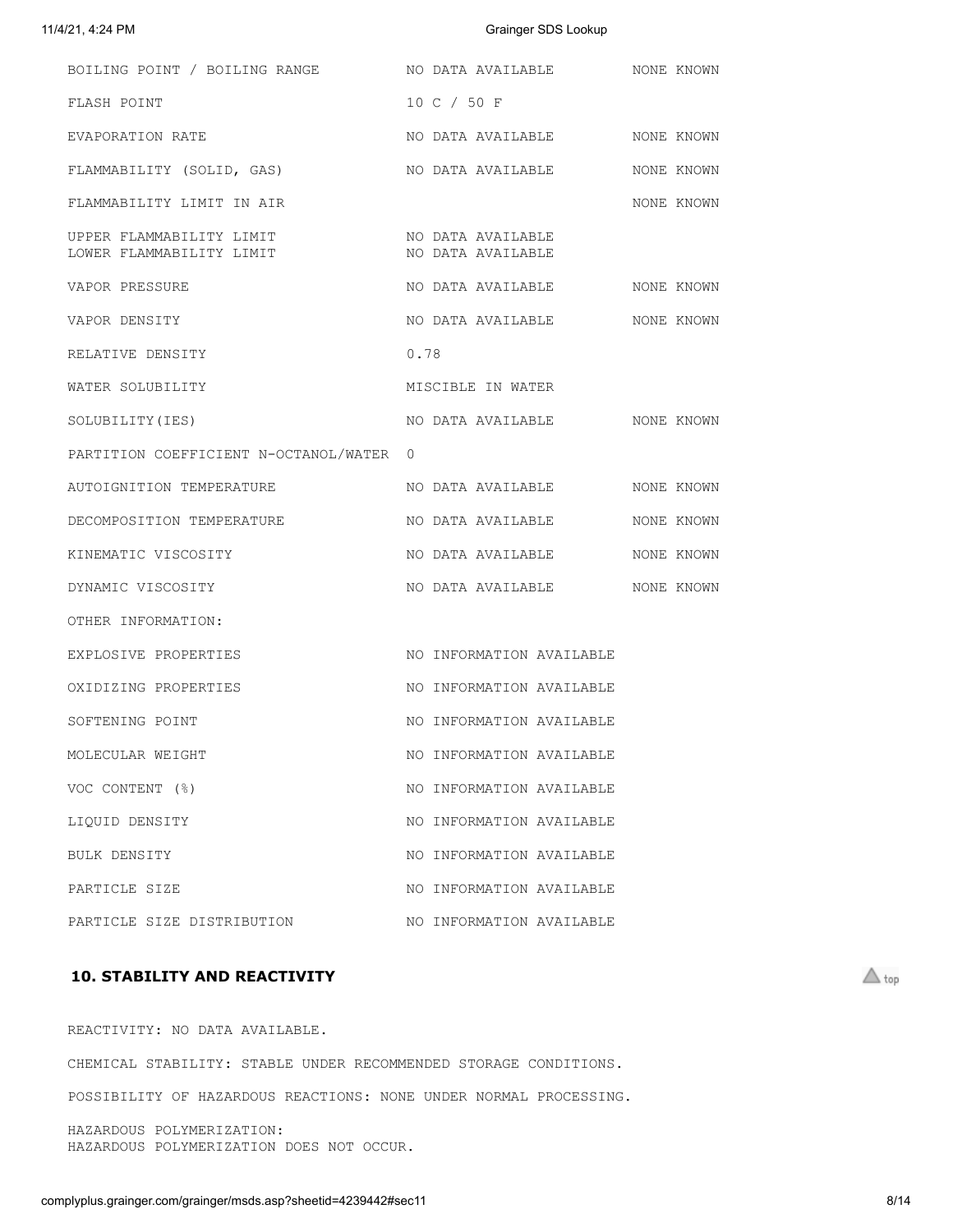| | | |
|---|---|---|
| BOILING POINT / BOILING RANGE | NO DATA AVAILABLE | NONE KNOWN |
| FLASH POINT | 10 C / 50 F | |
| EVAPORATION RATE | NO DATA AVAILABLE | NONE KNOWN |
| FLAMMABILITY (SOLID, GAS) | NO DATA AVAILABLE | NONE KNOWN |
| FLAMMABILITY LIMIT IN AIR | | NONE KNOWN |
| UPPER FLAMMABILITY LIMIT | NO DATA AVAILABLE | |
| LOWER FLAMMABILITY LIMIT | NO DATA AVAILABLE | |
| VAPOR PRESSURE | NO DATA AVAILABLE | NONE KNOWN |
| VAPOR DENSITY | NO DATA AVAILABLE | NONE KNOWN |
| RELATIVE DENSITY | 0.78 | |
| WATER SOLUBILITY | MISCIBLE IN WATER | |
| SOLUBILITY(IES) | NO DATA AVAILABLE | NONE KNOWN |
| PARTITION COEFFICIENT N-OCTANOL/WATER | 0 | |
| AUTOIGNITION TEMPERATURE | NO DATA AVAILABLE | NONE KNOWN |
| DECOMPOSITION TEMPERATURE | NO DATA AVAILABLE | NONE KNOWN |
| KINEMATIC VISCOSITY | NO DATA AVAILABLE | NONE KNOWN |
| DYNAMIC VISCOSITY | NO DATA AVAILABLE | NONE KNOWN |
| OTHER INFORMATION: | | |
| EXPLOSIVE PROPERTIES | NO INFORMATION AVAILABLE | |
| OXIDIZING PROPERTIES | NO INFORMATION AVAILABLE | |
| SOFTENING POINT | NO INFORMATION AVAILABLE | |
| MOLECULAR WEIGHT | NO INFORMATION AVAILABLE | |
| VOC CONTENT (%) | NO INFORMATION AVAILABLE | |
| LIQUID DENSITY | NO INFORMATION AVAILABLE | |
| BULK DENSITY | NO INFORMATION AVAILABLE | |
| PARTICLE SIZE | NO INFORMATION AVAILABLE | |
| PARTICLE SIZE DISTRIBUTION | NO INFORMATION AVAILABLE | |

## 10. STABILITY AND REACTIVITY

REACTIVITY: NO DATA AVAILABLE.

CHEMICAL STABILITY: STABLE UNDER RECOMMENDED STORAGE CONDITIONS.

POSSIBILITY OF HAZARDOUS REACTIONS: NONE UNDER NORMAL PROCESSING.

HAZARDOUS POLYMERIZATION:
HAZARDOUS POLYMERIZATION DOES NOT OCCUR.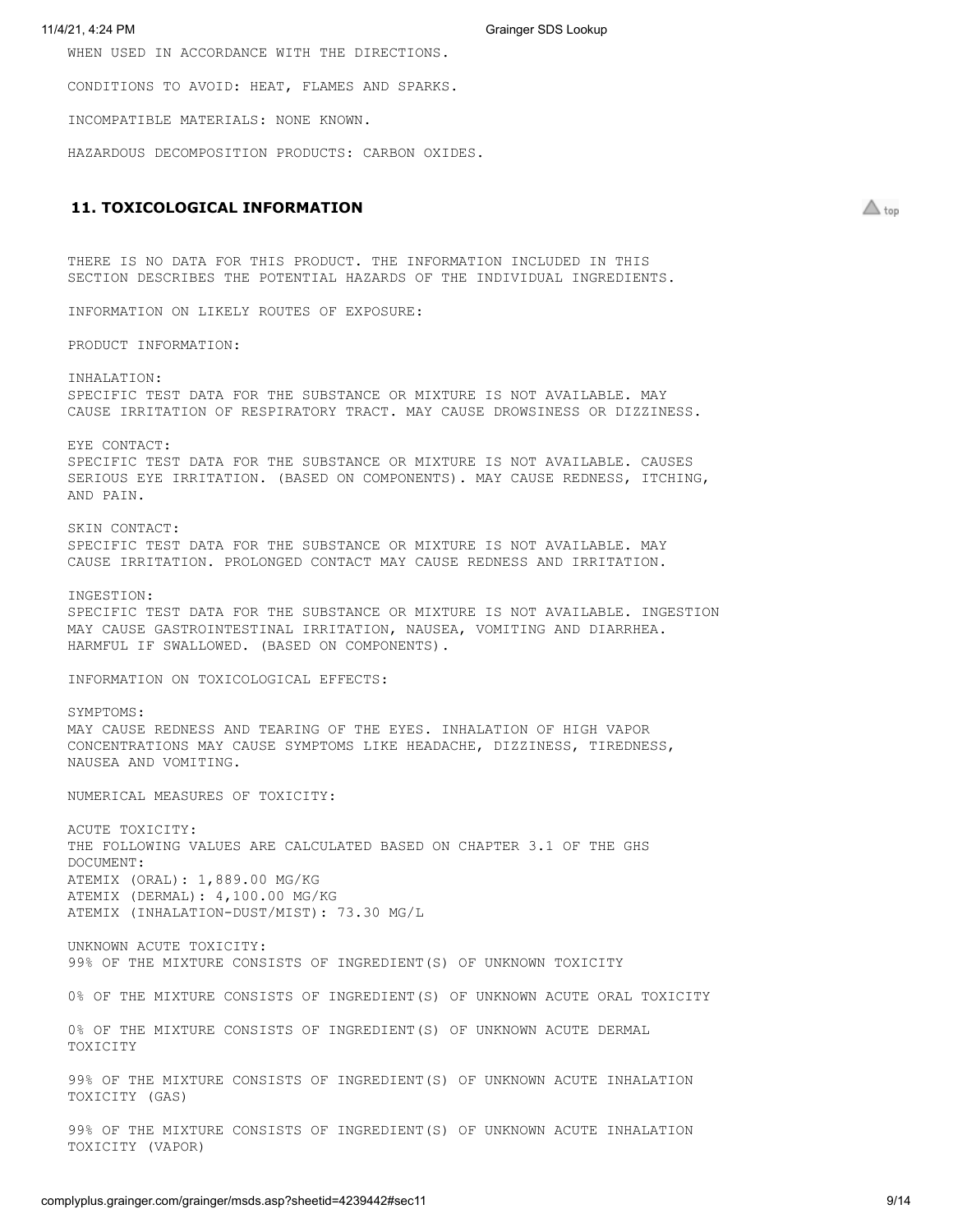WHEN USED IN ACCORDANCE WITH THE DIRECTIONS.

CONDITIONS TO AVOID: HEAT, FLAMES AND SPARKS.

INCOMPATIBLE MATERIALS: NONE KNOWN.

HAZARDOUS DECOMPOSITION PRODUCTS: CARBON OXIDES.

## 11. TOXICOLOGICAL INFORMATION

THERE IS NO DATA FOR THIS PRODUCT. THE INFORMATION INCLUDED IN THIS SECTION DESCRIBES THE POTENTIAL HAZARDS OF THE INDIVIDUAL INGREDIENTS.

INFORMATION ON LIKELY ROUTES OF EXPOSURE:

PRODUCT INFORMATION:

INHALATION:
SPECIFIC TEST DATA FOR THE SUBSTANCE OR MIXTURE IS NOT AVAILABLE. MAY CAUSE IRRITATION OF RESPIRATORY TRACT. MAY CAUSE DROWSINESS OR DIZZINESS.

EYE CONTACT:
SPECIFIC TEST DATA FOR THE SUBSTANCE OR MIXTURE IS NOT AVAILABLE. CAUSES SERIOUS EYE IRRITATION. (BASED ON COMPONENTS). MAY CAUSE REDNESS, ITCHING, AND PAIN.

SKIN CONTACT:
SPECIFIC TEST DATA FOR THE SUBSTANCE OR MIXTURE IS NOT AVAILABLE. MAY CAUSE IRRITATION. PROLONGED CONTACT MAY CAUSE REDNESS AND IRRITATION.

INGESTION:
SPECIFIC TEST DATA FOR THE SUBSTANCE OR MIXTURE IS NOT AVAILABLE. INGESTION MAY CAUSE GASTROINTESTINAL IRRITATION, NAUSEA, VOMITING AND DIARRHEA. HARMFUL IF SWALLOWED. (BASED ON COMPONENTS).

INFORMATION ON TOXICOLOGICAL EFFECTS:

SYMPTOMS:
MAY CAUSE REDNESS AND TEARING OF THE EYES. INHALATION OF HIGH VAPOR CONCENTRATIONS MAY CAUSE SYMPTOMS LIKE HEADACHE, DIZZINESS, TIREDNESS, NAUSEA AND VOMITING.

NUMERICAL MEASURES OF TOXICITY:

ACUTE TOXICITY:
THE FOLLOWING VALUES ARE CALCULATED BASED ON CHAPTER 3.1 OF THE GHS DOCUMENT:
ATEMIX (ORAL): 1,889.00 MG/KG
ATEMIX (DERMAL): 4,100.00 MG/KG
ATEMIX (INHALATION-DUST/MIST): 73.30 MG/L

UNKNOWN ACUTE TOXICITY:
99% OF THE MIXTURE CONSISTS OF INGREDIENT(S) OF UNKNOWN TOXICITY

0% OF THE MIXTURE CONSISTS OF INGREDIENT(S) OF UNKNOWN ACUTE ORAL TOXICITY

0% OF THE MIXTURE CONSISTS OF INGREDIENT(S) OF UNKNOWN ACUTE DERMAL TOXICITY

99% OF THE MIXTURE CONSISTS OF INGREDIENT(S) OF UNKNOWN ACUTE INHALATION TOXICITY (GAS)

99% OF THE MIXTURE CONSISTS OF INGREDIENT(S) OF UNKNOWN ACUTE INHALATION TOXICITY (VAPOR)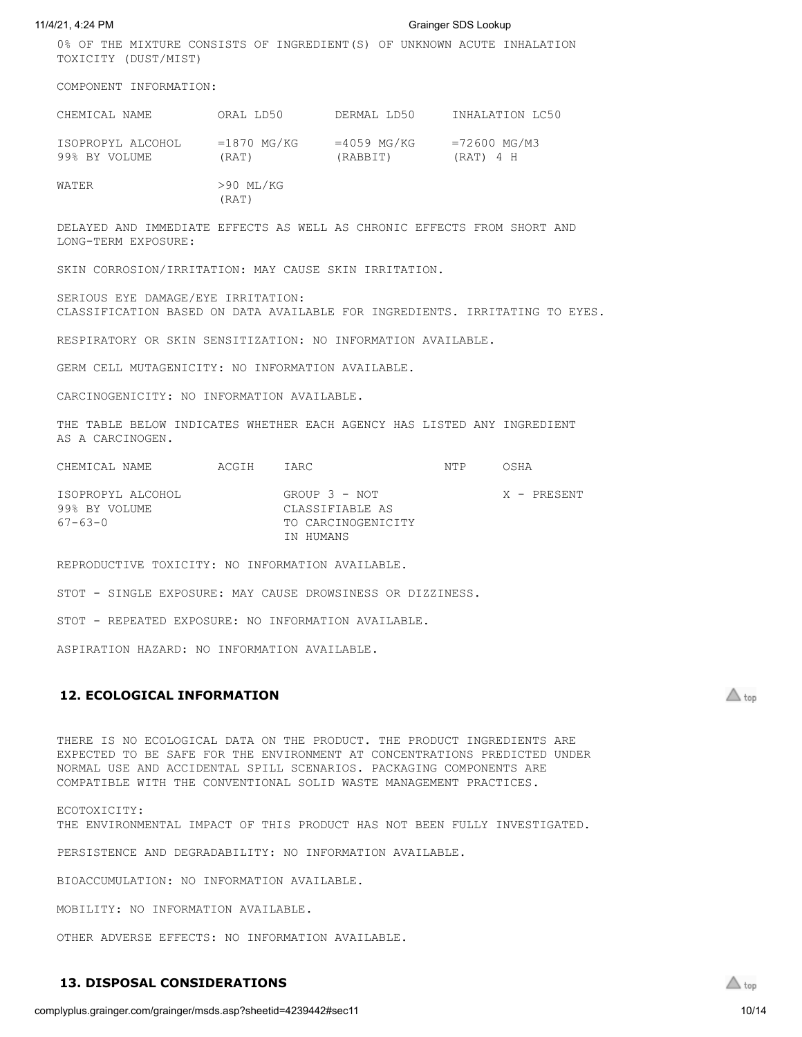0% OF THE MIXTURE CONSISTS OF INGREDIENT(S) OF UNKNOWN ACUTE INHALATION TOXICITY (DUST/MIST)

COMPONENT INFORMATION:

| CHEMICAL NAME | ORAL LD50 | DERMAL LD50 | INHALATION LC50 |
|---|---|---|---|
| ISOPROPYL ALCOHOL 99% BY VOLUME | =1870 MG/KG (RAT) | =4059 MG/KG (RABBIT) | =72600 MG/M3 (RAT) 4 H |
| WATER | >90 ML/KG (RAT) | | |

DELAYED AND IMMEDIATE EFFECTS AS WELL AS CHRONIC EFFECTS FROM SHORT AND LONG-TERM EXPOSURE:

SKIN CORROSION/IRRITATION: MAY CAUSE SKIN IRRITATION.

SERIOUS EYE DAMAGE/EYE IRRITATION:
CLASSIFICATION BASED ON DATA AVAILABLE FOR INGREDIENTS. IRRITATING TO EYES.

RESPIRATORY OR SKIN SENSITIZATION: NO INFORMATION AVAILABLE.

GERM CELL MUTAGENICITY: NO INFORMATION AVAILABLE.

CARCINOGENICITY: NO INFORMATION AVAILABLE.

THE TABLE BELOW INDICATES WHETHER EACH AGENCY HAS LISTED ANY INGREDIENT AS A CARCINOGEN.

| CHEMICAL NAME | ACGIH | IARC | NTP | OSHA |
|---|---|---|---|---|
| ISOPROPYL ALCOHOL 99% BY VOLUME 67-63-0 | | GROUP 3 - NOT CLASSIFIABLE AS TO CARCINOGENICITY IN HUMANS | | X - PRESENT |

REPRODUCTIVE TOXICITY: NO INFORMATION AVAILABLE.

STOT - SINGLE EXPOSURE: MAY CAUSE DROWSINESS OR DIZZINESS.

STOT - REPEATED EXPOSURE: NO INFORMATION AVAILABLE.

ASPIRATION HAZARD: NO INFORMATION AVAILABLE.

## 12. ECOLOGICAL INFORMATION

THERE IS NO ECOLOGICAL DATA ON THE PRODUCT. THE PRODUCT INGREDIENTS ARE EXPECTED TO BE SAFE FOR THE ENVIRONMENT AT CONCENTRATIONS PREDICTED UNDER NORMAL USE AND ACCIDENTAL SPILL SCENARIOS. PACKAGING COMPONENTS ARE COMPATIBLE WITH THE CONVENTIONAL SOLID WASTE MANAGEMENT PRACTICES.

ECOTOXICITY:
THE ENVIRONMENTAL IMPACT OF THIS PRODUCT HAS NOT BEEN FULLY INVESTIGATED.

PERSISTENCE AND DEGRADABILITY: NO INFORMATION AVAILABLE.

BIOACCUMULATION: NO INFORMATION AVAILABLE.

MOBILITY: NO INFORMATION AVAILABLE.

OTHER ADVERSE EFFECTS: NO INFORMATION AVAILABLE.

## 13. DISPOSAL CONSIDERATIONS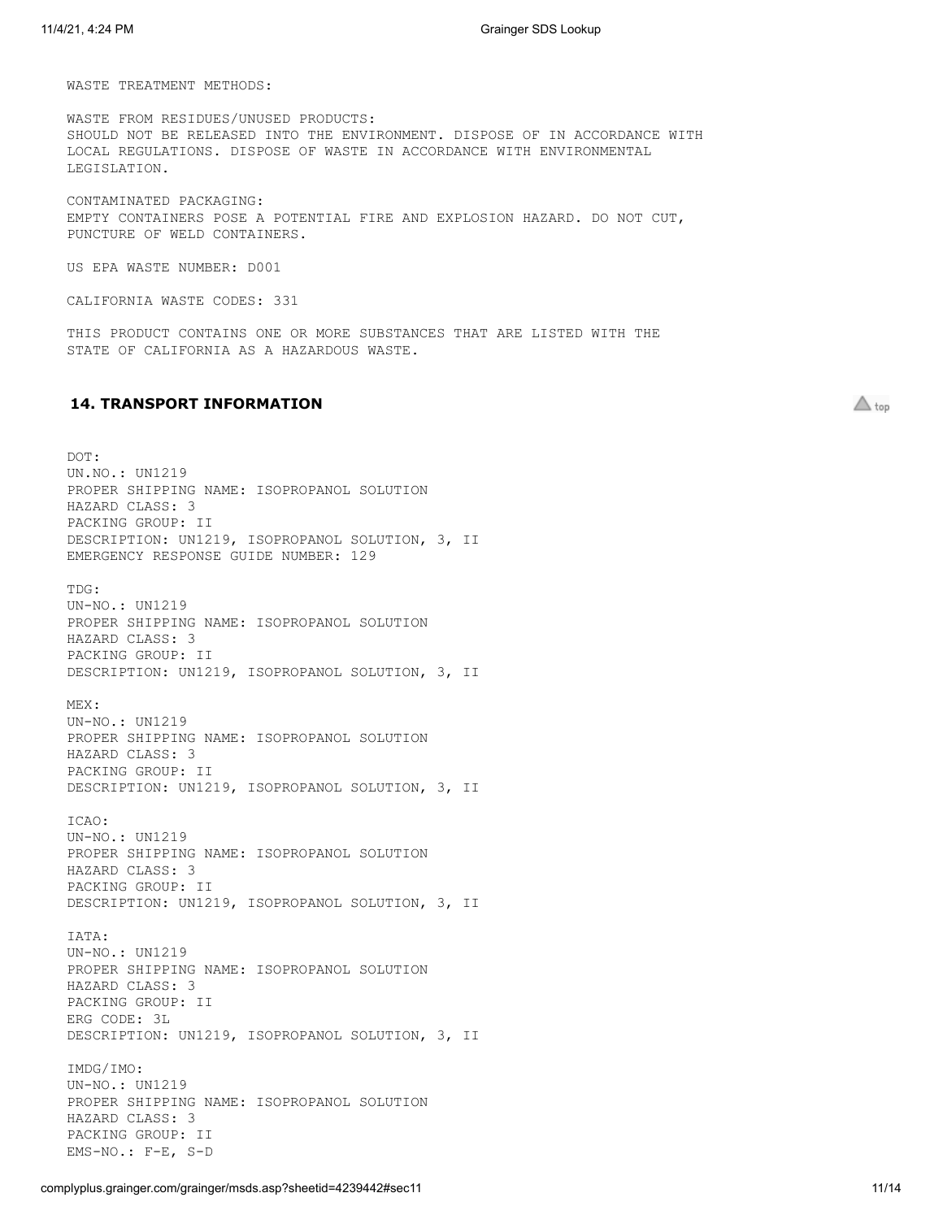WASTE TREATMENT METHODS:

WASTE FROM RESIDUES/UNUSED PRODUCTS:
SHOULD NOT BE RELEASED INTO THE ENVIRONMENT. DISPOSE OF IN ACCORDANCE WITH LOCAL REGULATIONS. DISPOSE OF WASTE IN ACCORDANCE WITH ENVIRONMENTAL LEGISLATION.

CONTAMINATED PACKAGING:
EMPTY CONTAINERS POSE A POTENTIAL FIRE AND EXPLOSION HAZARD. DO NOT CUT, PUNCTURE OF WELD CONTAINERS.

US EPA WASTE NUMBER: D001

CALIFORNIA WASTE CODES: 331

THIS PRODUCT CONTAINS ONE OR MORE SUBSTANCES THAT ARE LISTED WITH THE STATE OF CALIFORNIA AS A HAZARDOUS WASTE.

## 14. TRANSPORT INFORMATION

DOT:
UN.NO.: UN1219
PROPER SHIPPING NAME: ISOPROPANOL SOLUTION
HAZARD CLASS: 3
PACKING GROUP: II
DESCRIPTION: UN1219, ISOPROPANOL SOLUTION, 3, II
EMERGENCY RESPONSE GUIDE NUMBER: 129

TDG:
UN-NO.: UN1219
PROPER SHIPPING NAME: ISOPROPANOL SOLUTION
HAZARD CLASS: 3
PACKING GROUP: II
DESCRIPTION: UN1219, ISOPROPANOL SOLUTION, 3, II

MEX:
UN-NO.: UN1219
PROPER SHIPPING NAME: ISOPROPANOL SOLUTION
HAZARD CLASS: 3
PACKING GROUP: II
DESCRIPTION: UN1219, ISOPROPANOL SOLUTION, 3, II

ICAO:
UN-NO.: UN1219
PROPER SHIPPING NAME: ISOPROPANOL SOLUTION
HAZARD CLASS: 3
PACKING GROUP: II
DESCRIPTION: UN1219, ISOPROPANOL SOLUTION, 3, II

IATA:
UN-NO.: UN1219
PROPER SHIPPING NAME: ISOPROPANOL SOLUTION
HAZARD CLASS: 3
PACKING GROUP: II
ERG CODE: 3L
DESCRIPTION: UN1219, ISOPROPANOL SOLUTION, 3, II

IMDG/IMO:
UN-NO.: UN1219
PROPER SHIPPING NAME: ISOPROPANOL SOLUTION
HAZARD CLASS: 3
PACKING GROUP: II
EMS-NO.: F-E, S-D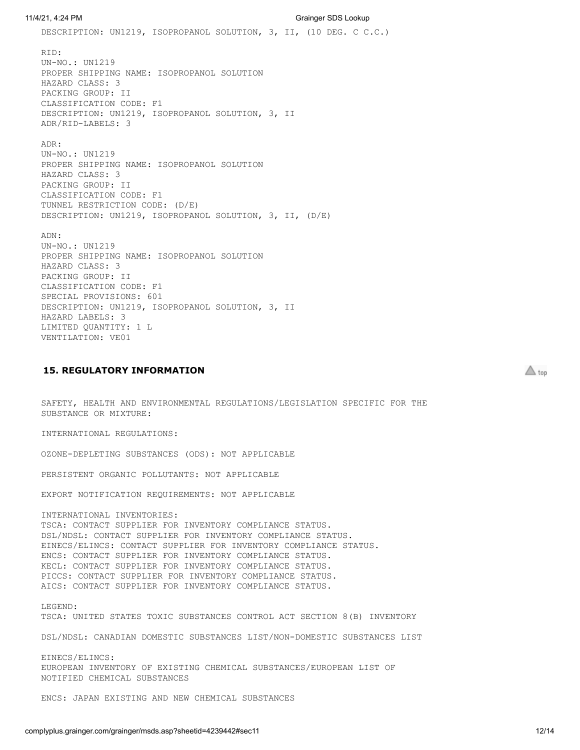DESCRIPTION: UN1219, ISOPROPANOL SOLUTION, 3, II, (10 DEG. C C.C.)

RID:
UN-NO.: UN1219
PROPER SHIPPING NAME: ISOPROPANOL SOLUTION
HAZARD CLASS: 3
PACKING GROUP: II
CLASSIFICATION CODE: F1
DESCRIPTION: UN1219, ISOPROPANOL SOLUTION, 3, II
ADR/RID-LABELS: 3

ADR:
UN-NO.: UN1219
PROPER SHIPPING NAME: ISOPROPANOL SOLUTION
HAZARD CLASS: 3
PACKING GROUP: II
CLASSIFICATION CODE: F1
TUNNEL RESTRICTION CODE: (D/E)
DESCRIPTION: UN1219, ISOPROPANOL SOLUTION, 3, II, (D/E)

ADN:
UN-NO.: UN1219
PROPER SHIPPING NAME: ISOPROPANOL SOLUTION
HAZARD CLASS: 3
PACKING GROUP: II
CLASSIFICATION CODE: F1
SPECIAL PROVISIONS: 601
DESCRIPTION: UN1219, ISOPROPANOL SOLUTION, 3, II
HAZARD LABELS: 3
LIMITED QUANTITY: 1 L
VENTILATION: VE01

## 15. REGULATORY INFORMATION

SAFETY, HEALTH AND ENVIRONMENTAL REGULATIONS/LEGISLATION SPECIFIC FOR THE SUBSTANCE OR MIXTURE:

INTERNATIONAL REGULATIONS:

OZONE-DEPLETING SUBSTANCES (ODS): NOT APPLICABLE

PERSISTENT ORGANIC POLLUTANTS: NOT APPLICABLE

EXPORT NOTIFICATION REQUIREMENTS: NOT APPLICABLE

INTERNATIONAL INVENTORIES:
TSCA: CONTACT SUPPLIER FOR INVENTORY COMPLIANCE STATUS.
DSL/NDSL: CONTACT SUPPLIER FOR INVENTORY COMPLIANCE STATUS.
EINECS/ELINCS: CONTACT SUPPLIER FOR INVENTORY COMPLIANCE STATUS.
ENCS: CONTACT SUPPLIER FOR INVENTORY COMPLIANCE STATUS.
KECL: CONTACT SUPPLIER FOR INVENTORY COMPLIANCE STATUS.
PICCS: CONTACT SUPPLIER FOR INVENTORY COMPLIANCE STATUS.
AICS: CONTACT SUPPLIER FOR INVENTORY COMPLIANCE STATUS.

LEGEND:
TSCA: UNITED STATES TOXIC SUBSTANCES CONTROL ACT SECTION 8(B) INVENTORY

DSL/NDSL: CANADIAN DOMESTIC SUBSTANCES LIST/NON-DOMESTIC SUBSTANCES LIST

EINECS/ELINCS:
EUROPEAN INVENTORY OF EXISTING CHEMICAL SUBSTANCES/EUROPEAN LIST OF NOTIFIED CHEMICAL SUBSTANCES

ENCS: JAPAN EXISTING AND NEW CHEMICAL SUBSTANCES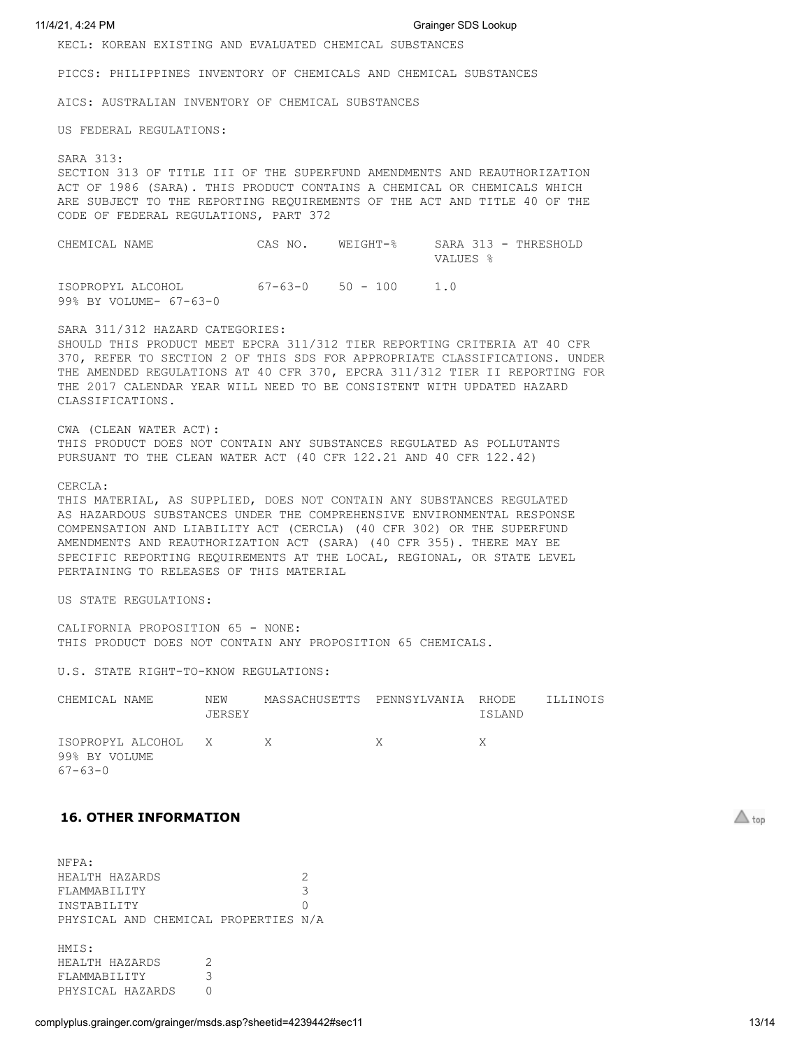KECL: KOREAN EXISTING AND EVALUATED CHEMICAL SUBSTANCES

PICCS: PHILIPPINES INVENTORY OF CHEMICALS AND CHEMICAL SUBSTANCES

AICS: AUSTRALIAN INVENTORY OF CHEMICAL SUBSTANCES

US FEDERAL REGULATIONS:

SARA 313:
SECTION 313 OF TITLE III OF THE SUPERFUND AMENDMENTS AND REAUTHORIZATION ACT OF 1986 (SARA). THIS PRODUCT CONTAINS A CHEMICAL OR CHEMICALS WHICH ARE SUBJECT TO THE REPORTING REQUIREMENTS OF THE ACT AND TITLE 40 OF THE CODE OF FEDERAL REGULATIONS, PART 372

| CHEMICAL NAME | CAS NO. | WEIGHT-% | SARA 313 - THRESHOLD VALUES % |
|---|---|---|---|
| ISOPROPYL ALCOHOL 99% BY VOLUME- 67-63-0 | 67-63-0 | 50 - 100 | 1.0 |

SARA 311/312 HAZARD CATEGORIES:
SHOULD THIS PRODUCT MEET EPCRA 311/312 TIER REPORTING CRITERIA AT 40 CFR 370, REFER TO SECTION 2 OF THIS SDS FOR APPROPRIATE CLASSIFICATIONS. UNDER THE AMENDED REGULATIONS AT 40 CFR 370, EPCRA 311/312 TIER II REPORTING FOR THE 2017 CALENDAR YEAR WILL NEED TO BE CONSISTENT WITH UPDATED HAZARD CLASSIFICATIONS.

CWA (CLEAN WATER ACT):
THIS PRODUCT DOES NOT CONTAIN ANY SUBSTANCES REGULATED AS POLLUTANTS PURSUANT TO THE CLEAN WATER ACT (40 CFR 122.21 AND 40 CFR 122.42)

CERCLA:
THIS MATERIAL, AS SUPPLIED, DOES NOT CONTAIN ANY SUBSTANCES REGULATED AS HAZARDOUS SUBSTANCES UNDER THE COMPREHENSIVE ENVIRONMENTAL RESPONSE COMPENSATION AND LIABILITY ACT (CERCLA) (40 CFR 302) OR THE SUPERFUND AMENDMENTS AND REAUTHORIZATION ACT (SARA) (40 CFR 355). THERE MAY BE SPECIFIC REPORTING REQUIREMENTS AT THE LOCAL, REGIONAL, OR STATE LEVEL PERTAINING TO RELEASES OF THIS MATERIAL

US STATE REGULATIONS:

CALIFORNIA PROPOSITION 65 - NONE:
THIS PRODUCT DOES NOT CONTAIN ANY PROPOSITION 65 CHEMICALS.

U.S. STATE RIGHT-TO-KNOW REGULATIONS:

| CHEMICAL NAME | NEW JERSEY | MASSACHUSETTS | PENNSYLVANIA | RHODE ISLAND | ILLINOIS |
|---|---|---|---|---|---|
| ISOPROPYL ALCOHOL 99% BY VOLUME 67-63-0 | X | X | X | X | |

## 16. OTHER INFORMATION

NFPA:

| | |
|---|---|
| HEALTH HAZARDS | 2 |
| FLAMMABILITY | 3 |
| INSTABILITY | 0 |
| PHYSICAL AND CHEMICAL PROPERTIES | N/A |

HMIS:

| | |
|---|---|
| HEALTH HAZARDS | 2 |
| FLAMMABILITY | 3 |
| PHYSICAL HAZARDS | 0 |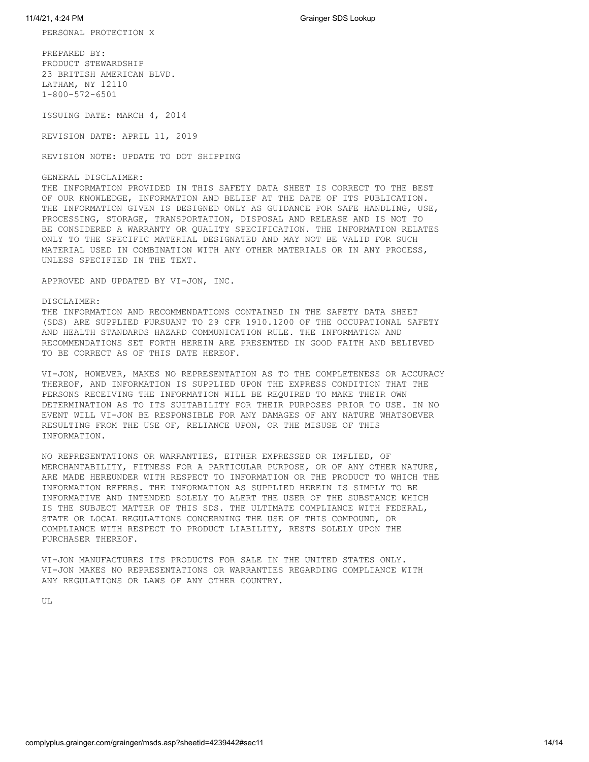PERSONAL PROTECTION X

PREPARED BY:
PRODUCT STEWARDSHIP
23 BRITISH AMERICAN BLVD.
LATHAM, NY 12110
1-800-572-6501

ISSUING DATE: MARCH 4, 2014

REVISION DATE: APRIL 11, 2019

REVISION NOTE: UPDATE TO DOT SHIPPING

GENERAL DISCLAIMER:
THE INFORMATION PROVIDED IN THIS SAFETY DATA SHEET IS CORRECT TO THE BEST OF OUR KNOWLEDGE, INFORMATION AND BELIEF AT THE DATE OF ITS PUBLICATION. THE INFORMATION GIVEN IS DESIGNED ONLY AS GUIDANCE FOR SAFE HANDLING, USE, PROCESSING, STORAGE, TRANSPORTATION, DISPOSAL AND RELEASE AND IS NOT TO BE CONSIDERED A WARRANTY OR QUALITY SPECIFICATION. THE INFORMATION RELATES ONLY TO THE SPECIFIC MATERIAL DESIGNATED AND MAY NOT BE VALID FOR SUCH MATERIAL USED IN COMBINATION WITH ANY OTHER MATERIALS OR IN ANY PROCESS, UNLESS SPECIFIED IN THE TEXT.

APPROVED AND UPDATED BY VI-JON, INC.

DISCLAIMER:
THE INFORMATION AND RECOMMENDATIONS CONTAINED IN THE SAFETY DATA SHEET (SDS) ARE SUPPLIED PURSUANT TO 29 CFR 1910.1200 OF THE OCCUPATIONAL SAFETY AND HEALTH STANDARDS HAZARD COMMUNICATION RULE. THE INFORMATION AND RECOMMENDATIONS SET FORTH HEREIN ARE PRESENTED IN GOOD FAITH AND BELIEVED TO BE CORRECT AS OF THIS DATE HEREOF.

VI-JON, HOWEVER, MAKES NO REPRESENTATION AS TO THE COMPLETENESS OR ACCURACY THEREOF, AND INFORMATION IS SUPPLIED UPON THE EXPRESS CONDITION THAT THE PERSONS RECEIVING THE INFORMATION WILL BE REQUIRED TO MAKE THEIR OWN DETERMINATION AS TO ITS SUITABILITY FOR THEIR PURPOSES PRIOR TO USE. IN NO EVENT WILL VI-JON BE RESPONSIBLE FOR ANY DAMAGES OF ANY NATURE WHATSOEVER RESULTING FROM THE USE OF, RELIANCE UPON, OR THE MISUSE OF THIS INFORMATION.

NO REPRESENTATIONS OR WARRANTIES, EITHER EXPRESSED OR IMPLIED, OF MERCHANTABILITY, FITNESS FOR A PARTICULAR PURPOSE, OR OF ANY OTHER NATURE, ARE MADE HEREUNDER WITH RESPECT TO INFORMATION OR THE PRODUCT TO WHICH THE INFORMATION REFERS. THE INFORMATION AS SUPPLIED HEREIN IS SIMPLY TO BE INFORMATIVE AND INTENDED SOLELY TO ALERT THE USER OF THE SUBSTANCE WHICH IS THE SUBJECT MATTER OF THIS SDS. THE ULTIMATE COMPLIANCE WITH FEDERAL, STATE OR LOCAL REGULATIONS CONCERNING THE USE OF THIS COMPOUND, OR COMPLIANCE WITH RESPECT TO PRODUCT LIABILITY, RESTS SOLELY UPON THE PURCHASER THEREOF.

VI-JON MANUFACTURES ITS PRODUCTS FOR SALE IN THE UNITED STATES ONLY. VI-JON MAKES NO REPRESENTATIONS OR WARRANTIES REGARDING COMPLIANCE WITH ANY REGULATIONS OR LAWS OF ANY OTHER COUNTRY.

UL